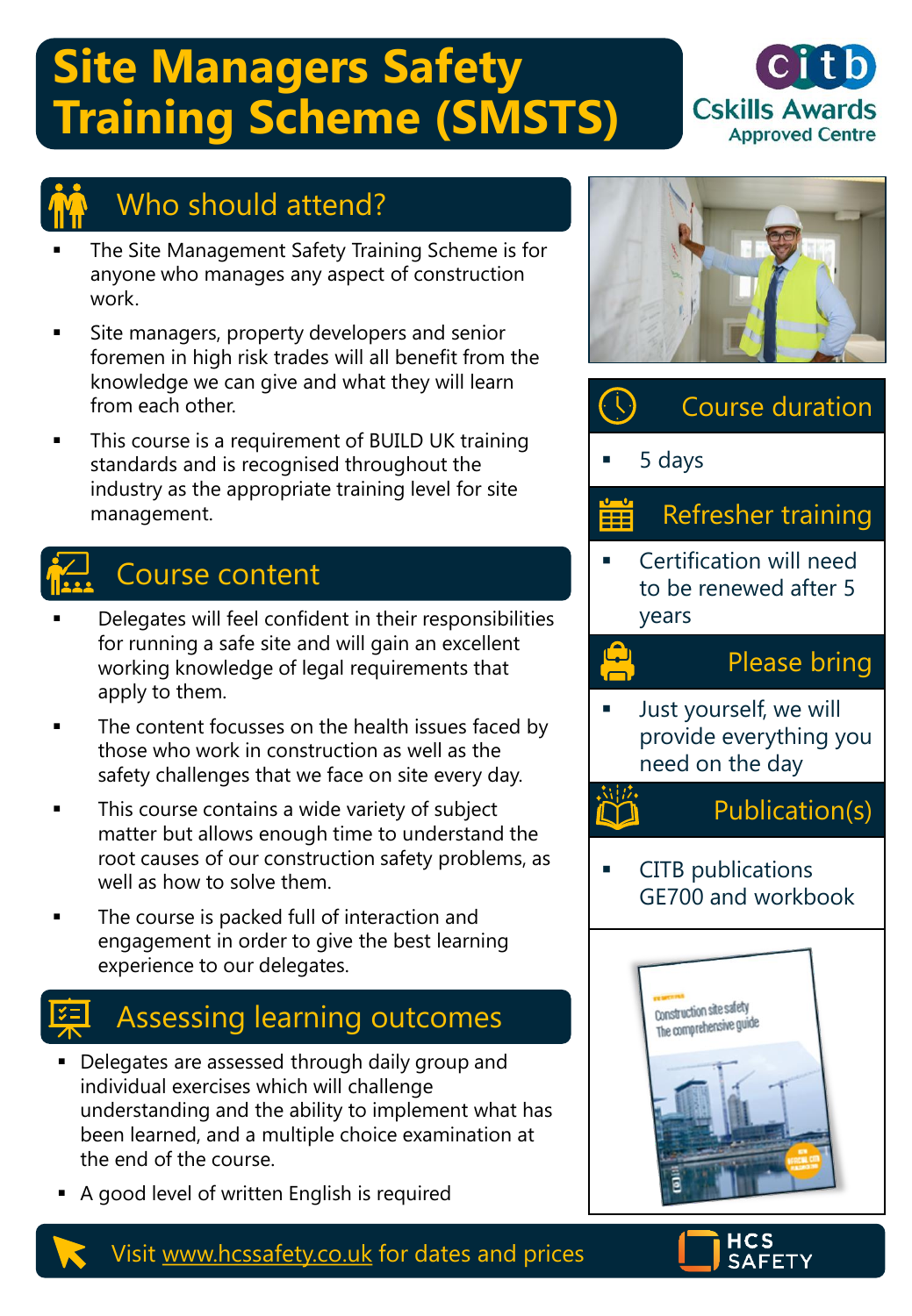# Site Managers Safety Training Scheme (SMSTS)

citb
Cskills Awards
Approved Centre

## Who should attend?

- The Site Management Safety Training Scheme is for anyone who manages any aspect of construction work.
- Site managers, property developers and senior foremen in high risk trades will all benefit from the knowledge we can give and what they will learn from each other.
- This course is a requirement of BUILD UK training standards and is recognised throughout the industry as the appropriate training level for site management.

## Course content

- Delegates will feel confident in their responsibilities for running a safe site and will gain an excellent working knowledge of legal requirements that apply to them.
- The content focusses on the health issues faced by those who work in construction as well as the safety challenges that we face on site every day.
- This course contains a wide variety of subject matter but allows enough time to understand the root causes of our construction safety problems, as well as how to solve them.
- The course is packed full of interaction and engagement in order to give the best learning experience to our delegates.

## Assessing learning outcomes

- Delegates are assessed through daily group and individual exercises which will challenge understanding and the ability to implement what has been learned, and a multiple choice examination at the end of the course.
- A good level of written English is required

## Course duration

- 5 days

## Refresher training

- Certification will need to be renewed after 5 years

## Please bring

- Just yourself, we will provide everything you need on the day

## Publication(s)

- CITB publications GE700 and workbook

Visit www.hcssafety.co.uk for dates and prices

HCS SAFETY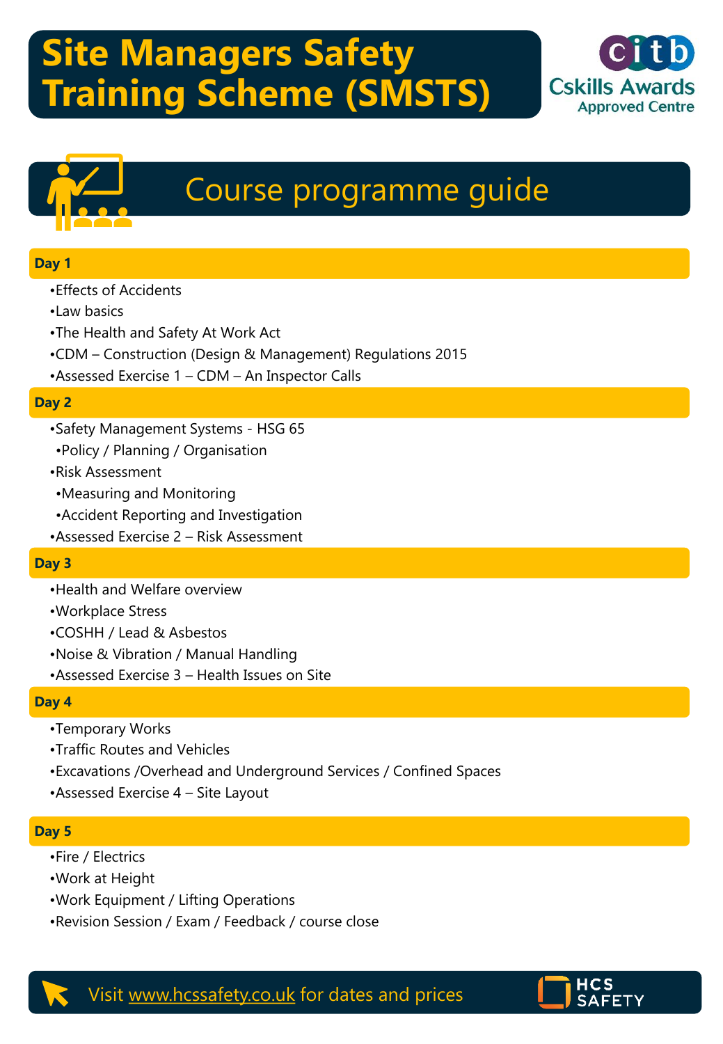# Site Managers Safety Training Scheme (SMSTS)

citb Cskills Awards Approved Centre

## Course programme guide

### Day 1

- Effects of Accidents
- Law basics
- The Health and Safety At Work Act
- CDM – Construction (Design & Management) Regulations 2015
- Assessed Exercise 1 – CDM – An Inspector Calls

### Day 2

- Safety Management Systems - HSG 65
  - Policy / Planning / Organisation
- Risk Assessment
  - Measuring and Monitoring
  - Accident Reporting and Investigation
- Assessed Exercise 2 – Risk Assessment

### Day 3

- Health and Welfare overview
- Workplace Stress
- COSHH / Lead & Asbestos
- Noise & Vibration / Manual Handling
- Assessed Exercise 3 – Health Issues on Site

### Day 4

- Temporary Works
- Traffic Routes and Vehicles
- Excavations /Overhead and Underground Services / Confined Spaces
- Assessed Exercise 4 – Site Layout

### Day 5

- Fire / Electrics
- Work at Height
- Work Equipment / Lifting Operations
- Revision Session / Exam / Feedback / course close

Visit www.hcssafety.co.uk for dates and prices

HCS SAFETY